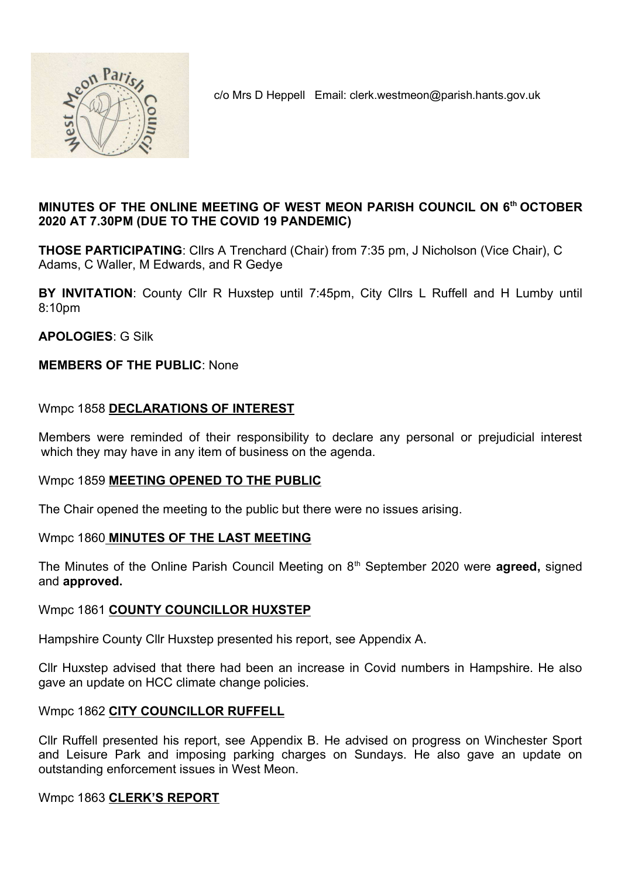c/o Mrs D Heppell Email: clerk.westmeon@parish.hants.gov.uk

**MINUTES OF THE ONLINE MEETING OF WEST MEON PARISH COUNCIL ON 6th OCTOBER 2020 AT 7.30PM (DUE TO THE COVID 19 PANDEMIC)**

**THOSE PARTICIPATING**: Cllrs A Trenchard (Chair) from 7:35 pm, J Nicholson (Vice Chair), C Adams, C Waller, M Edwards, and R Gedye

**BY INVITATION**: County Cllr R Huxstep until 7:45pm, City Cllrs L Ruffell and H Lumby until 8:10pm

**APOLOGIES**: G Silk

**MEMBERS OF THE PUBLIC**: None

## Wmpc 1858 **DECLARATIONS OF INTEREST**

Members were reminded of their responsibility to declare any personal or prejudicial interest which they may have in any item of business on the agenda.

## Wmpc 1859 **MEETING OPENED TO THE PUBLIC**

The Chair opened the meeting to the public but there were no issues arising.

## Wmpc 1860 **MINUTES OF THE LAST MEETING**

The Minutes of the Online Parish Council Meeting on 8th September 2020 were **agreed,** signed and **approved.**

## Wmpc 1861 **COUNTY COUNCILLOR HUXSTEP**

Hampshire County Cllr Huxstep presented his report, see Appendix A.

Cllr Huxstep advised that there had been an increase in Covid numbers in Hampshire. He also gave an update on HCC climate change policies.

## Wmpc 1862 **CITY COUNCILLOR RUFFELL**

Cllr Ruffell presented his report, see Appendix B. He advised on progress on Winchester Sport and Leisure Park and imposing parking charges on Sundays. He also gave an update on outstanding enforcement issues in West Meon.

## Wmpc 1863 **CLERK'S REPORT**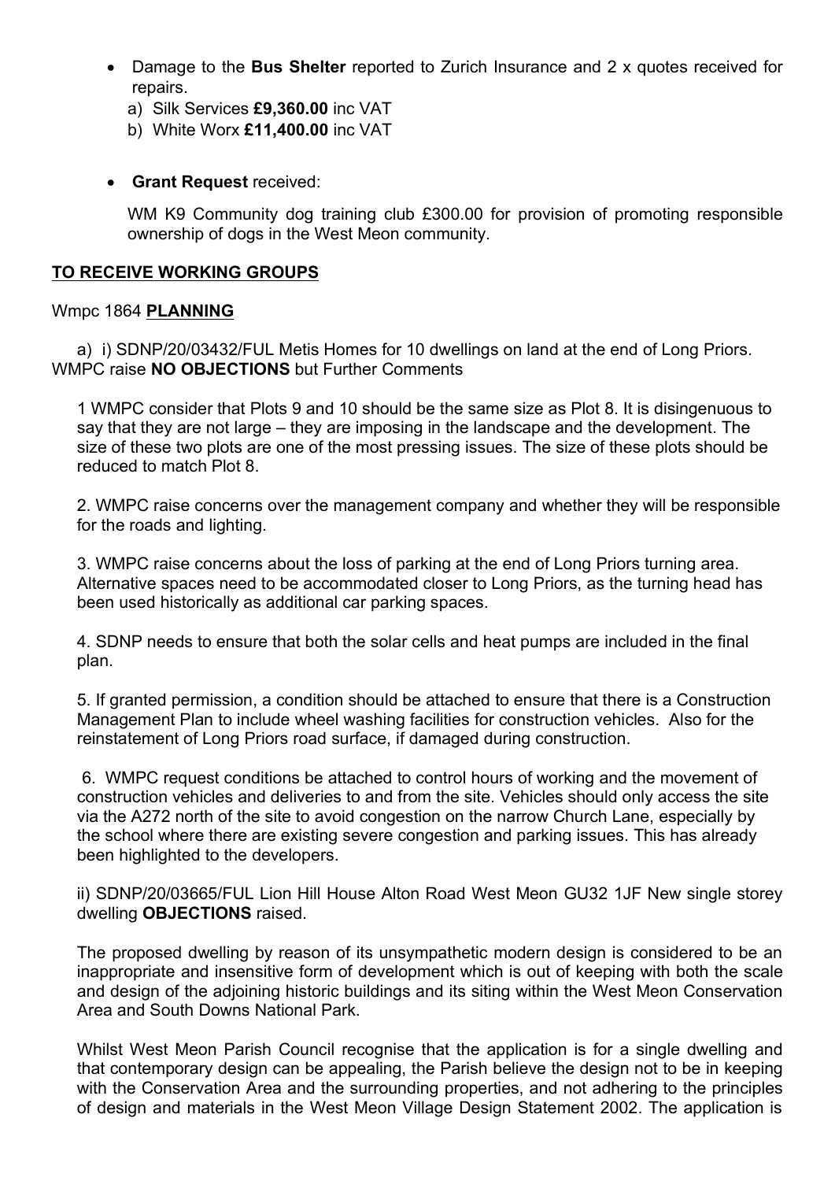- Damage to the **Bus Shelter** reported to Zurich Insurance and 2 x quotes received for repairs.
  a) Silk Services **£9,360.00** inc VAT
  b) White Worx **£11,400.00** inc VAT

- **Grant Request** received:

  WM K9 Community dog training club £300.00 for provision of promoting responsible ownership of dogs in the West Meon community.

**TO RECEIVE WORKING GROUPS**

Wmpc 1864 **PLANNING**

a) i) SDNP/20/03432/FUL Metis Homes for 10 dwellings on land at the end of Long Priors. WMPC raise **NO OBJECTIONS** but Further Comments

1 WMPC consider that Plots 9 and 10 should be the same size as Plot 8. It is disingenuous to say that they are not large – they are imposing in the landscape and the development. The size of these two plots are one of the most pressing issues. The size of these plots should be reduced to match Plot 8.

2. WMPC raise concerns over the management company and whether they will be responsible for the roads and lighting.

3. WMPC raise concerns about the loss of parking at the end of Long Priors turning area. Alternative spaces need to be accommodated closer to Long Priors, as the turning head has been used historically as additional car parking spaces.

4. SDNP needs to ensure that both the solar cells and heat pumps are included in the final plan.

5. If granted permission, a condition should be attached to ensure that there is a Construction Management Plan to include wheel washing facilities for construction vehicles. Also for the reinstatement of Long Priors road surface, if damaged during construction.

6. WMPC request conditions be attached to control hours of working and the movement of construction vehicles and deliveries to and from the site. Vehicles should only access the site via the A272 north of the site to avoid congestion on the narrow Church Lane, especially by the school where there are existing severe congestion and parking issues. This has already been highlighted to the developers.

ii) SDNP/20/03665/FUL Lion Hill House Alton Road West Meon GU32 1JF New single storey dwelling **OBJECTIONS** raised.

The proposed dwelling by reason of its unsympathetic modern design is considered to be an inappropriate and insensitive form of development which is out of keeping with both the scale and design of the adjoining historic buildings and its siting within the West Meon Conservation Area and South Downs National Park.

Whilst West Meon Parish Council recognise that the application is for a single dwelling and that contemporary design can be appealing, the Parish believe the design not to be in keeping with the Conservation Area and the surrounding properties, and not adhering to the principles of design and materials in the West Meon Village Design Statement 2002. The application is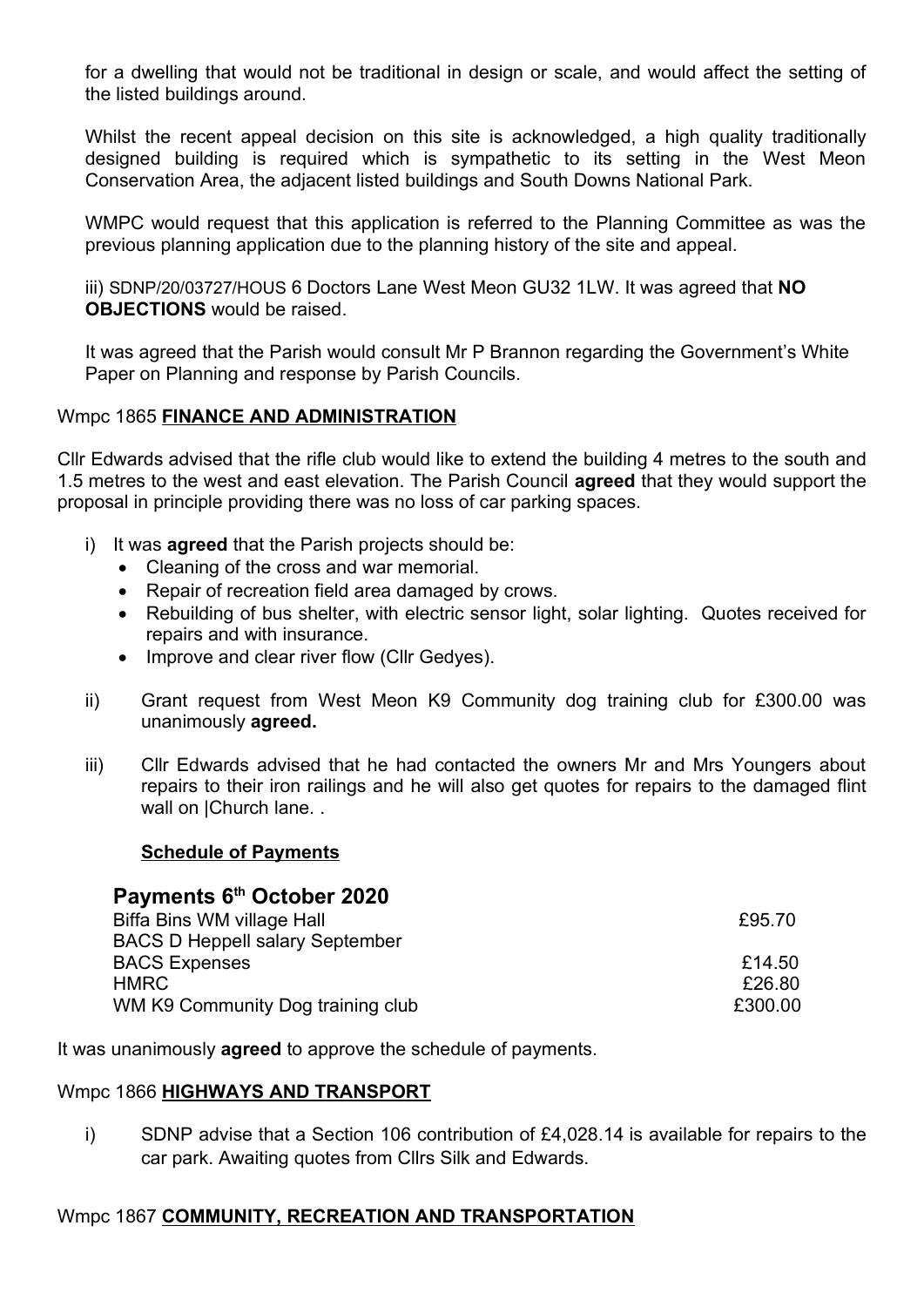for a dwelling that would not be traditional in design or scale, and would affect the setting of the listed buildings around.

Whilst the recent appeal decision on this site is acknowledged, a high quality traditionally designed building is required which is sympathetic to its setting in the West Meon Conservation Area, the adjacent listed buildings and South Downs National Park.

WMPC would request that this application is referred to the Planning Committee as was the previous planning application due to the planning history of the site and appeal.

iii) SDNP/20/03727/HOUS 6 Doctors Lane West Meon GU32 1LW. It was agreed that **NO OBJECTIONS** would be raised.

It was agreed that the Parish would consult Mr P Brannon regarding the Government's White Paper on Planning and response by Parish Councils.

## Wmpc 1865 **FINANCE AND ADMINISTRATION**

Cllr Edwards advised that the rifle club would like to extend the building 4 metres to the south and 1.5 metres to the west and east elevation. The Parish Council **agreed** that they would support the proposal in principle providing there was no loss of car parking spaces.

i) It was **agreed** that the Parish projects should be:
   - Cleaning of the cross and war memorial.
   - Repair of recreation field area damaged by crows.
   - Rebuilding of bus shelter, with electric sensor light, solar lighting. Quotes received for repairs and with insurance.
   - Improve and clear river flow (Cllr Gedyes).

ii) Grant request from West Meon K9 Community dog training club for £300.00 was unanimously **agreed.**

iii) Cllr Edwards advised that he had contacted the owners Mr and Mrs Youngers about repairs to their iron railings and he will also get quotes for repairs to the damaged flint wall on |Church lane. .

**Schedule of Payments**

### Payments 6th October 2020

| | |
|---|---|
| Biffa Bins WM village Hall | £95.70 |
| BACS D Heppell salary September | |
| BACS Expenses | £14.50 |
| HMRC | £26.80 |
| WM K9 Community Dog training club | £300.00 |

It was unanimously **agreed** to approve the schedule of payments.

## Wmpc 1866 **HIGHWAYS AND TRANSPORT**

i) SDNP advise that a Section 106 contribution of £4,028.14 is available for repairs to the car park. Awaiting quotes from Cllrs Silk and Edwards.

## Wmpc 1867 **COMMUNITY, RECREATION AND TRANSPORTATION**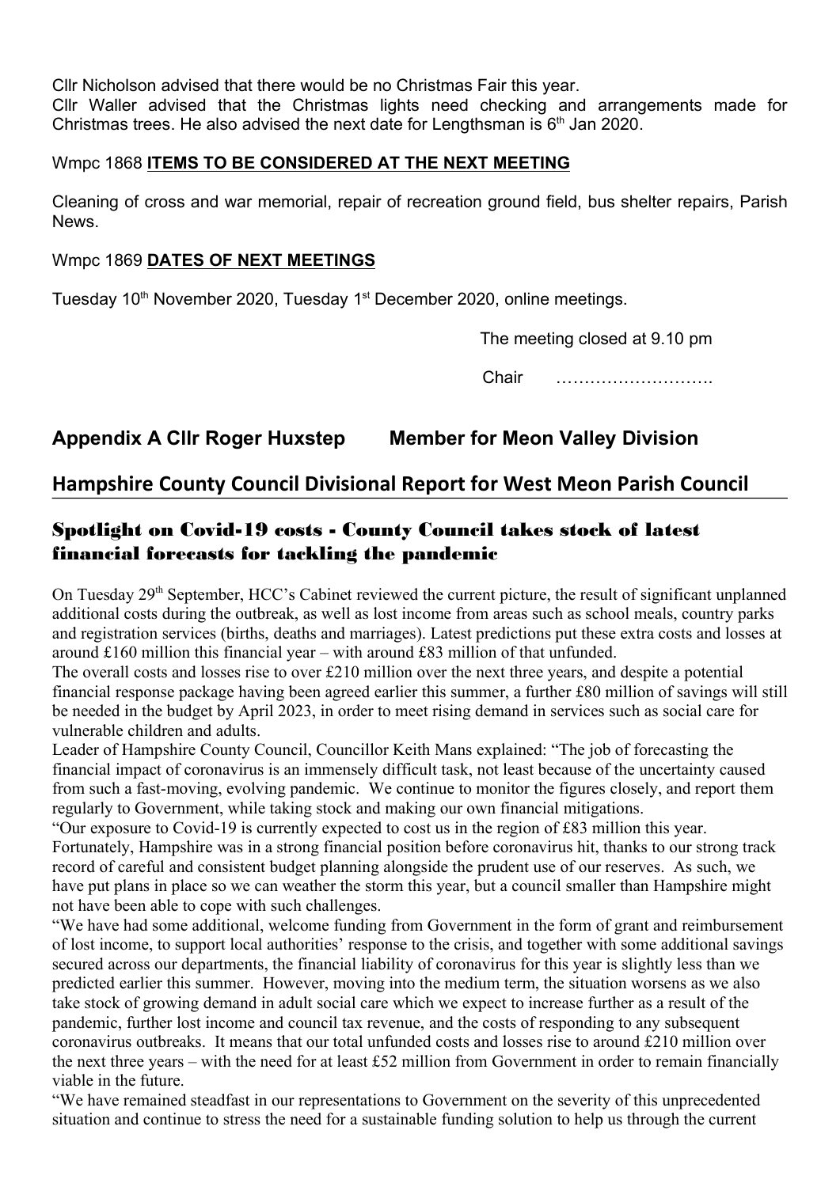Cllr Nicholson advised that there would be no Christmas Fair this year.

Cllr Waller advised that the Christmas lights need checking and arrangements made for Christmas trees. He also advised the next date for Lengthsman is 6th Jan 2020.

Wmpc 1868 **ITEMS TO BE CONSIDERED AT THE NEXT MEETING**

Cleaning of cross and war memorial, repair of recreation ground field, bus shelter repairs, Parish News.

Wmpc 1869 **DATES OF NEXT MEETINGS**

Tuesday 10th November 2020, Tuesday 1st December 2020, online meetings.

The meeting closed at 9.10 pm

Chair ……………………….

## Appendix A Cllr Roger Huxstep Member for Meon Valley Division

## Hampshire County Council Divisional Report for West Meon Parish Council

### Spotlight on Covid-19 costs - County Council takes stock of latest financial forecasts for tackling the pandemic

On Tuesday 29th September, HCC's Cabinet reviewed the current picture, the result of significant unplanned additional costs during the outbreak, as well as lost income from areas such as school meals, country parks and registration services (births, deaths and marriages). Latest predictions put these extra costs and losses at around £160 million this financial year – with around £83 million of that unfunded.

The overall costs and losses rise to over £210 million over the next three years, and despite a potential financial response package having been agreed earlier this summer, a further £80 million of savings will still be needed in the budget by April 2023, in order to meet rising demand in services such as social care for vulnerable children and adults.

Leader of Hampshire County Council, Councillor Keith Mans explained: "The job of forecasting the financial impact of coronavirus is an immensely difficult task, not least because of the uncertainty caused from such a fast-moving, evolving pandemic. We continue to monitor the figures closely, and report them regularly to Government, while taking stock and making our own financial mitigations.

"Our exposure to Covid-19 is currently expected to cost us in the region of £83 million this year. Fortunately, Hampshire was in a strong financial position before coronavirus hit, thanks to our strong track record of careful and consistent budget planning alongside the prudent use of our reserves. As such, we have put plans in place so we can weather the storm this year, but a council smaller than Hampshire might not have been able to cope with such challenges.

"We have had some additional, welcome funding from Government in the form of grant and reimbursement of lost income, to support local authorities' response to the crisis, and together with some additional savings secured across our departments, the financial liability of coronavirus for this year is slightly less than we predicted earlier this summer. However, moving into the medium term, the situation worsens as we also take stock of growing demand in adult social care which we expect to increase further as a result of the pandemic, further lost income and council tax revenue, and the costs of responding to any subsequent coronavirus outbreaks. It means that our total unfunded costs and losses rise to around £210 million over the next three years – with the need for at least £52 million from Government in order to remain financially viable in the future.

"We have remained steadfast in our representations to Government on the severity of this unprecedented situation and continue to stress the need for a sustainable funding solution to help us through the current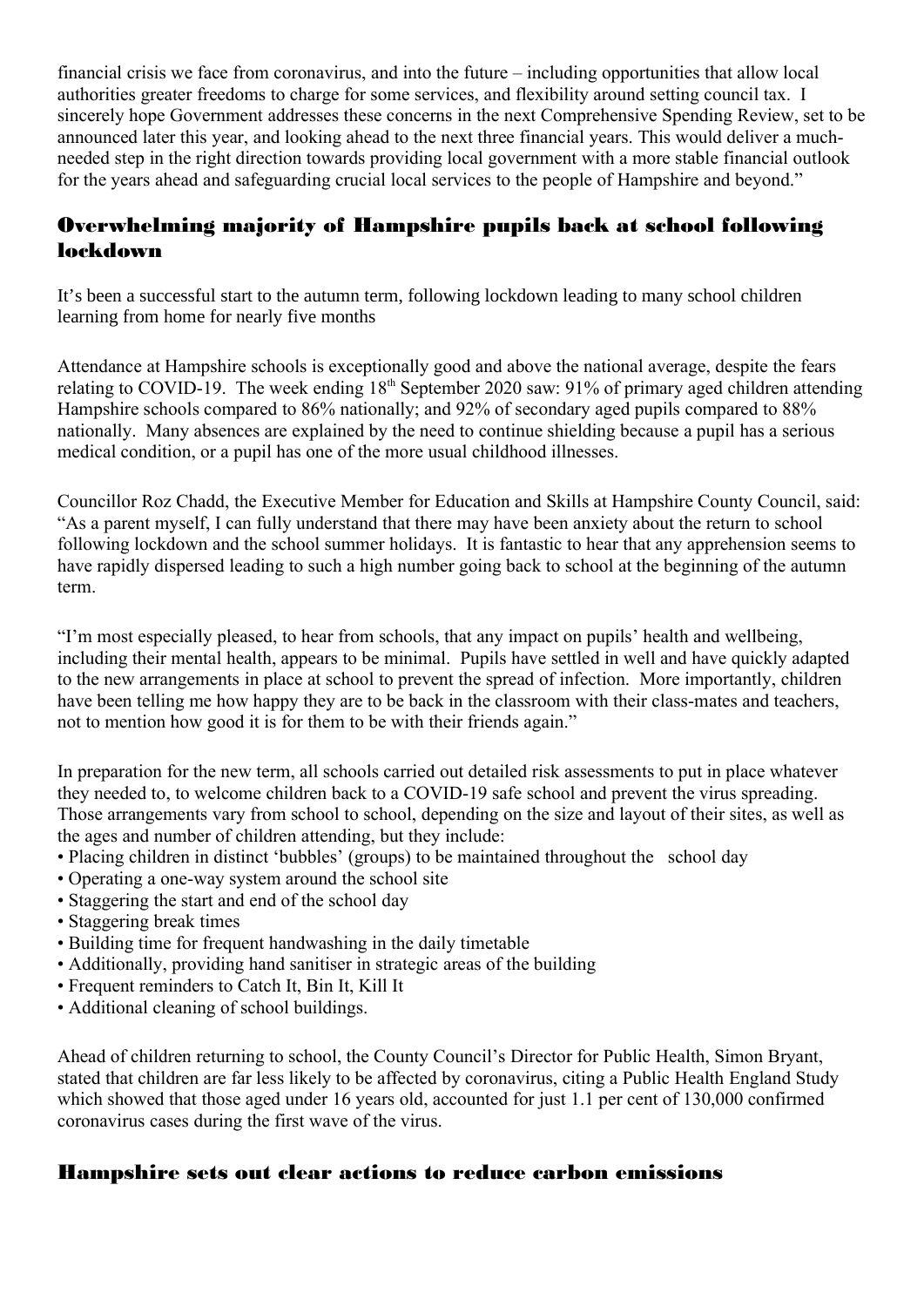financial crisis we face from coronavirus, and into the future – including opportunities that allow local authorities greater freedoms to charge for some services, and flexibility around setting council tax. I sincerely hope Government addresses these concerns in the next Comprehensive Spending Review, set to be announced later this year, and looking ahead to the next three financial years. This would deliver a much-needed step in the right direction towards providing local government with a more stable financial outlook for the years ahead and safeguarding crucial local services to the people of Hampshire and beyond."

## Overwhelming majority of Hampshire pupils back at school following lockdown

It's been a successful start to the autumn term, following lockdown leading to many school children learning from home for nearly five months

Attendance at Hampshire schools is exceptionally good and above the national average, despite the fears relating to COVID-19. The week ending 18th September 2020 saw: 91% of primary aged children attending Hampshire schools compared to 86% nationally; and 92% of secondary aged pupils compared to 88% nationally. Many absences are explained by the need to continue shielding because a pupil has a serious medical condition, or a pupil has one of the more usual childhood illnesses.

Councillor Roz Chadd, the Executive Member for Education and Skills at Hampshire County Council, said: "As a parent myself, I can fully understand that there may have been anxiety about the return to school following lockdown and the school summer holidays. It is fantastic to hear that any apprehension seems to have rapidly dispersed leading to such a high number going back to school at the beginning of the autumn term.

"I'm most especially pleased, to hear from schools, that any impact on pupils' health and wellbeing, including their mental health, appears to be minimal. Pupils have settled in well and have quickly adapted to the new arrangements in place at school to prevent the spread of infection. More importantly, children have been telling me how happy they are to be back in the classroom with their class-mates and teachers, not to mention how good it is for them to be with their friends again."

In preparation for the new term, all schools carried out detailed risk assessments to put in place whatever they needed to, to welcome children back to a COVID-19 safe school and prevent the virus spreading. Those arrangements vary from school to school, depending on the size and layout of their sites, as well as the ages and number of children attending, but they include:

- Placing children in distinct 'bubbles' (groups) to be maintained throughout the school day
- Operating a one-way system around the school site
- Staggering the start and end of the school day
- Staggering break times
- Building time for frequent handwashing in the daily timetable
- Additionally, providing hand sanitiser in strategic areas of the building
- Frequent reminders to Catch It, Bin It, Kill It
- Additional cleaning of school buildings.

Ahead of children returning to school, the County Council's Director for Public Health, Simon Bryant, stated that children are far less likely to be affected by coronavirus, citing a Public Health England Study which showed that those aged under 16 years old, accounted for just 1.1 per cent of 130,000 confirmed coronavirus cases during the first wave of the virus.

## Hampshire sets out clear actions to reduce carbon emissions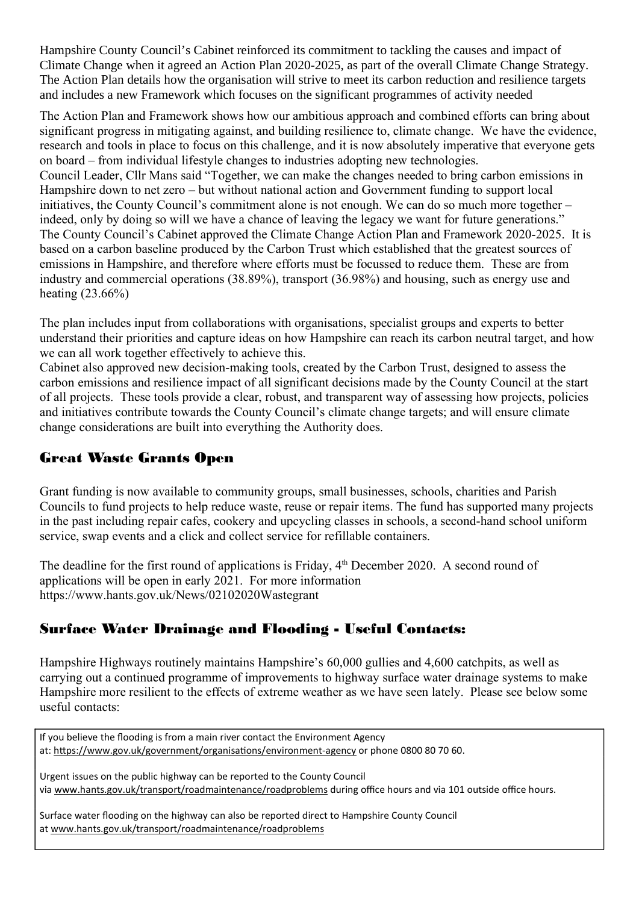Hampshire County Council's Cabinet reinforced its commitment to tackling the causes and impact of Climate Change when it agreed an Action Plan 2020-2025, as part of the overall Climate Change Strategy. The Action Plan details how the organisation will strive to meet its carbon reduction and resilience targets and includes a new Framework which focuses on the significant programmes of activity needed

The Action Plan and Framework shows how our ambitious approach and combined efforts can bring about significant progress in mitigating against, and building resilience to, climate change. We have the evidence, research and tools in place to focus on this challenge, and it is now absolutely imperative that everyone gets on board – from individual lifestyle changes to industries adopting new technologies.

Council Leader, Cllr Mans said "Together, we can make the changes needed to bring carbon emissions in Hampshire down to net zero – but without national action and Government funding to support local initiatives, the County Council's commitment alone is not enough. We can do so much more together – indeed, only by doing so will we have a chance of leaving the legacy we want for future generations."

The County Council's Cabinet approved the Climate Change Action Plan and Framework 2020-2025. It is based on a carbon baseline produced by the Carbon Trust which established that the greatest sources of emissions in Hampshire, and therefore where efforts must be focussed to reduce them. These are from industry and commercial operations (38.89%), transport (36.98%) and housing, such as energy use and heating (23.66%)

The plan includes input from collaborations with organisations, specialist groups and experts to better understand their priorities and capture ideas on how Hampshire can reach its carbon neutral target, and how we can all work together effectively to achieve this.

Cabinet also approved new decision-making tools, created by the Carbon Trust, designed to assess the carbon emissions and resilience impact of all significant decisions made by the County Council at the start of all projects. These tools provide a clear, robust, and transparent way of assessing how projects, policies and initiatives contribute towards the County Council's climate change targets; and will ensure climate change considerations are built into everything the Authority does.

## Great Waste Grants Open

Grant funding is now available to community groups, small businesses, schools, charities and Parish Councils to fund projects to help reduce waste, reuse or repair items. The fund has supported many projects in the past including repair cafes, cookery and upcycling classes in schools, a second-hand school uniform service, swap events and a click and collect service for refillable containers.

The deadline for the first round of applications is Friday, 4th December 2020. A second round of applications will be open in early 2021. For more information https://www.hants.gov.uk/News/02102020Wastegrant

## Surface Water Drainage and Flooding - Useful Contacts:

Hampshire Highways routinely maintains Hampshire's 60,000 gullies and 4,600 catchpits, as well as carrying out a continued programme of improvements to highway surface water drainage systems to make Hampshire more resilient to the effects of extreme weather as we have seen lately. Please see below some useful contacts:

If you believe the flooding is from a main river contact the Environment Agency at: https://www.gov.uk/government/organisations/environment-agency or phone 0800 80 70 60.

Urgent issues on the public highway can be reported to the County Council via www.hants.gov.uk/transport/roadmaintenance/roadproblems during office hours and via 101 outside office hours.

Surface water flooding on the highway can also be reported direct to Hampshire County Council at www.hants.gov.uk/transport/roadmaintenance/roadproblems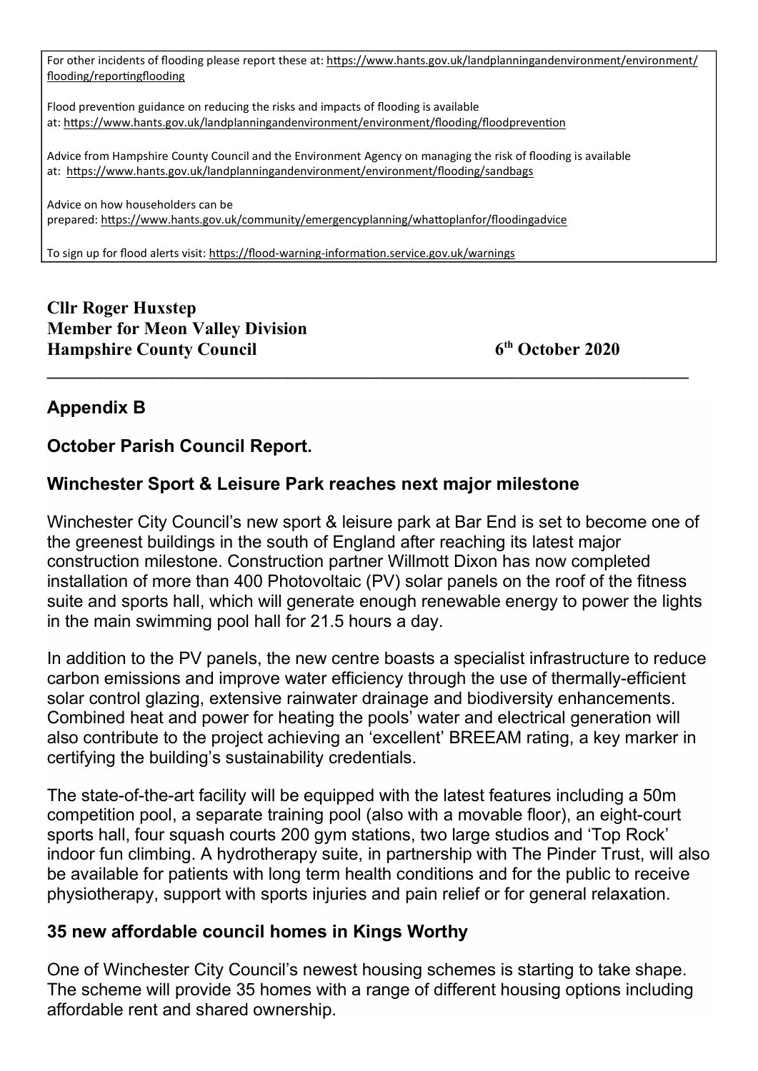For other incidents of flooding please report these at: https://www.hants.gov.uk/landplanningandenvironment/environment/flooding/reportingflooding

Flood prevention guidance on reducing the risks and impacts of flooding is available at: https://www.hants.gov.uk/landplanningandenvironment/environment/flooding/floodprevention

Advice from Hampshire County Council and the Environment Agency on managing the risk of flooding is available at: https://www.hants.gov.uk/landplanningandenvironment/environment/flooding/sandbags

Advice on how householders can be prepared: https://www.hants.gov.uk/community/emergencyplanning/whattoplanfor/floodingadvice

To sign up for flood alerts visit: https://flood-warning-information.service.gov.uk/warnings

**Cllr Roger Huxstep**
**Member for Meon Valley Division**
**Hampshire County Council** **6th October 2020**

---

## Appendix B

### October Parish Council Report.

### Winchester Sport & Leisure Park reaches next major milestone

Winchester City Council's new sport & leisure park at Bar End is set to become one of the greenest buildings in the south of England after reaching its latest major construction milestone. Construction partner Willmott Dixon has now completed installation of more than 400 Photovoltaic (PV) solar panels on the roof of the fitness suite and sports hall, which will generate enough renewable energy to power the lights in the main swimming pool hall for 21.5 hours a day.

In addition to the PV panels, the new centre boasts a specialist infrastructure to reduce carbon emissions and improve water efficiency through the use of thermally-efficient solar control glazing, extensive rainwater drainage and biodiversity enhancements. Combined heat and power for heating the pools' water and electrical generation will also contribute to the project achieving an 'excellent' BREEAM rating, a key marker in certifying the building's sustainability credentials.

The state-of-the-art facility will be equipped with the latest features including a 50m competition pool, a separate training pool (also with a movable floor), an eight-court sports hall, four squash courts 200 gym stations, two large studios and 'Top Rock' indoor fun climbing. A hydrotherapy suite, in partnership with The Pinder Trust, will also be available for patients with long term health conditions and for the public to receive physiotherapy, support with sports injuries and pain relief or for general relaxation.

### 35 new affordable council homes in Kings Worthy

One of Winchester City Council's newest housing schemes is starting to take shape. The scheme will provide 35 homes with a range of different housing options including affordable rent and shared ownership.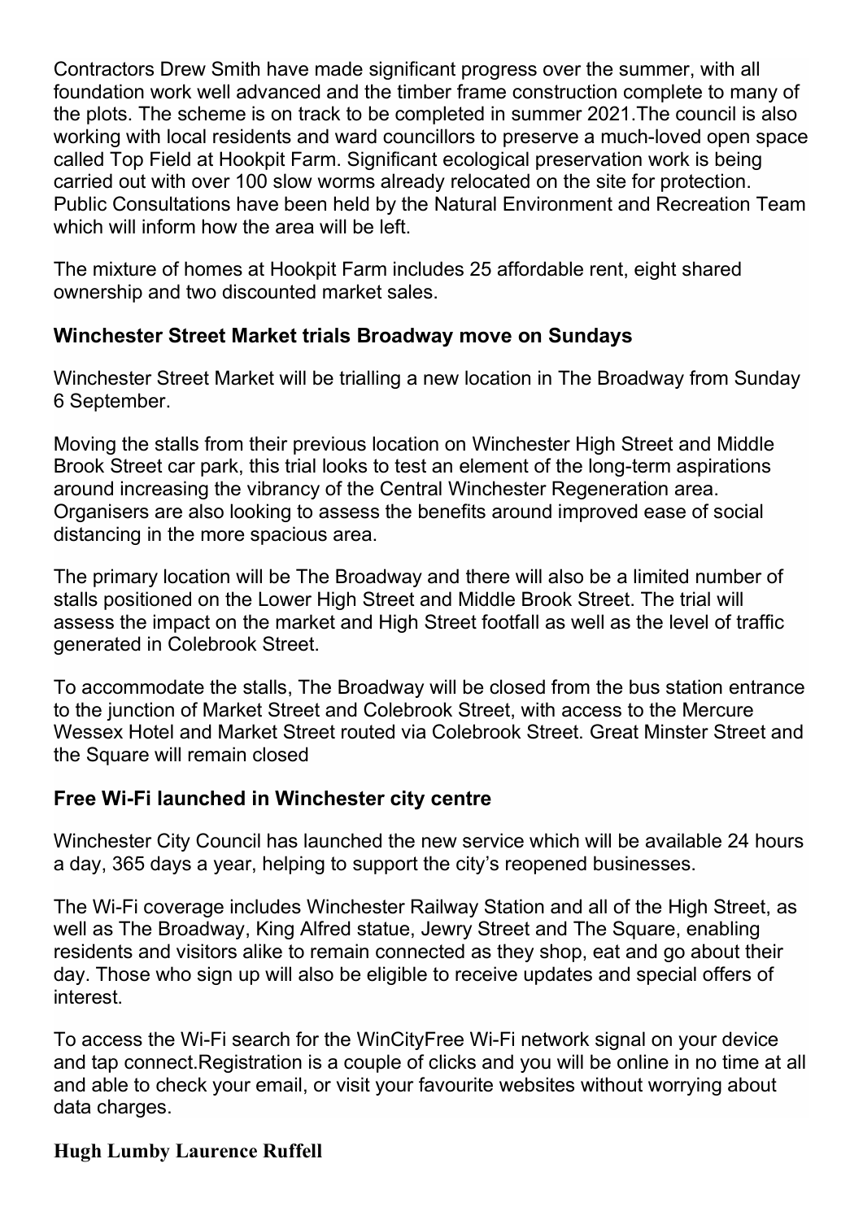Contractors Drew Smith have made significant progress over the summer, with all foundation work well advanced and the timber frame construction complete to many of the plots. The scheme is on track to be completed in summer 2021.The council is also working with local residents and ward councillors to preserve a much-loved open space called Top Field at Hookpit Farm. Significant ecological preservation work is being carried out with over 100 slow worms already relocated on the site for protection. Public Consultations have been held by the Natural Environment and Recreation Team which will inform how the area will be left.

The mixture of homes at Hookpit Farm includes 25 affordable rent, eight shared ownership and two discounted market sales.

### Winchester Street Market trials Broadway move on Sundays

Winchester Street Market will be trialling a new location in The Broadway from Sunday 6 September.

Moving the stalls from their previous location on Winchester High Street and Middle Brook Street car park, this trial looks to test an element of the long-term aspirations around increasing the vibrancy of the Central Winchester Regeneration area. Organisers are also looking to assess the benefits around improved ease of social distancing in the more spacious area.

The primary location will be The Broadway and there will also be a limited number of stalls positioned on the Lower High Street and Middle Brook Street. The trial will assess the impact on the market and High Street footfall as well as the level of traffic generated in Colebrook Street.

To accommodate the stalls, The Broadway will be closed from the bus station entrance to the junction of Market Street and Colebrook Street, with access to the Mercure Wessex Hotel and Market Street routed via Colebrook Street. Great Minster Street and the Square will remain closed

### Free Wi-Fi launched in Winchester city centre

Winchester City Council has launched the new service which will be available 24 hours a day, 365 days a year, helping to support the city's reopened businesses.

The Wi-Fi coverage includes Winchester Railway Station and all of the High Street, as well as The Broadway, King Alfred statue, Jewry Street and The Square, enabling residents and visitors alike to remain connected as they shop, eat and go about their day. Those who sign up will also be eligible to receive updates and special offers of interest.

To access the Wi-Fi search for the WinCityFree Wi-Fi network signal on your device and tap connect.Registration is a couple of clicks and you will be online in no time at all and able to check your email, or visit your favourite websites without worrying about data charges.

**Hugh Lumby Laurence Ruffell**